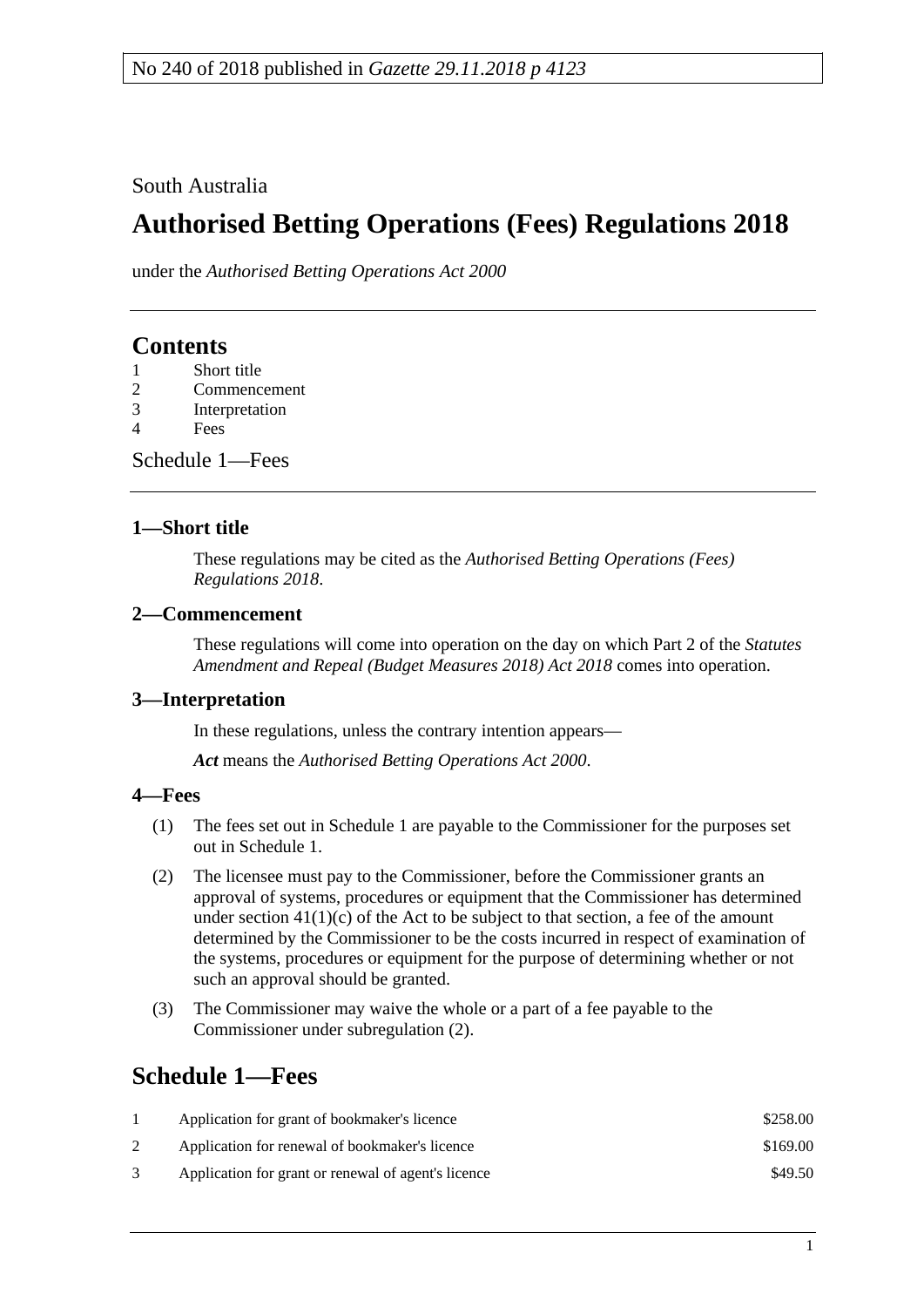No 240 of 2018 published in *Gazette 29.11.2018 p 4123*

South Australia

# Authorised Betting Operations (Fees) Regulations 2018

under the *Authorised Betting Operations Act 2000*

## Contents

1 Short title
2 Commencement
3 Interpretation
4 Fees

Schedule 1—Fees

### 1—Short title

These regulations may be cited as the *Authorised Betting Operations (Fees) Regulations 2018*.

### 2—Commencement

These regulations will come into operation on the day on which Part 2 of the *Statutes Amendment and Repeal (Budget Measures 2018) Act 2018* comes into operation.

### 3—Interpretation

In these regulations, unless the contrary intention appears—

***Act*** means the *Authorised Betting Operations Act 2000*.

### 4—Fees

(1) The fees set out in Schedule 1 are payable to the Commissioner for the purposes set out in Schedule 1.

(2) The licensee must pay to the Commissioner, before the Commissioner grants an approval of systems, procedures or equipment that the Commissioner has determined under section 41(1)(c) of the Act to be subject to that section, a fee of the amount determined by the Commissioner to be the costs incurred in respect of examination of the systems, procedures or equipment for the purpose of determining whether or not such an approval should be granted.

(3) The Commissioner may waive the whole or a part of a fee payable to the Commissioner under subregulation (2).

## Schedule 1—Fees

| | | |
|---|---|---|
| 1 | Application for grant of bookmaker's licence | $258.00 |
| 2 | Application for renewal of bookmaker's licence | $169.00 |
| 3 | Application for grant or renewal of agent's licence | $49.50 |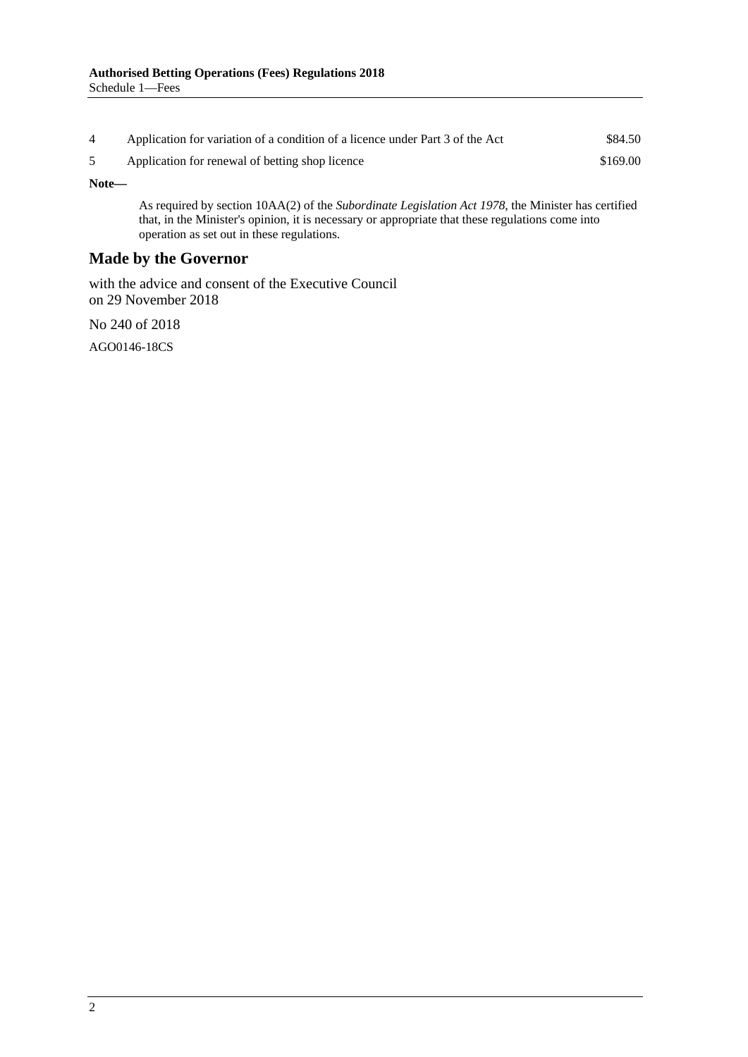| | | |
|---|---|---|
| 4 | Application for variation of a condition of a licence under Part 3 of the Act | \$84.50 |
| 5 | Application for renewal of betting shop licence | \$169.00 |

**Note—**

As required by section 10AA(2) of the *Subordinate Legislation Act 1978*, the Minister has certified that, in the Minister's opinion, it is necessary or appropriate that these regulations come into operation as set out in these regulations.

## Made by the Governor

with the advice and consent of the Executive Council on 29 November 2018

No 240 of 2018

AGO0146-18CS